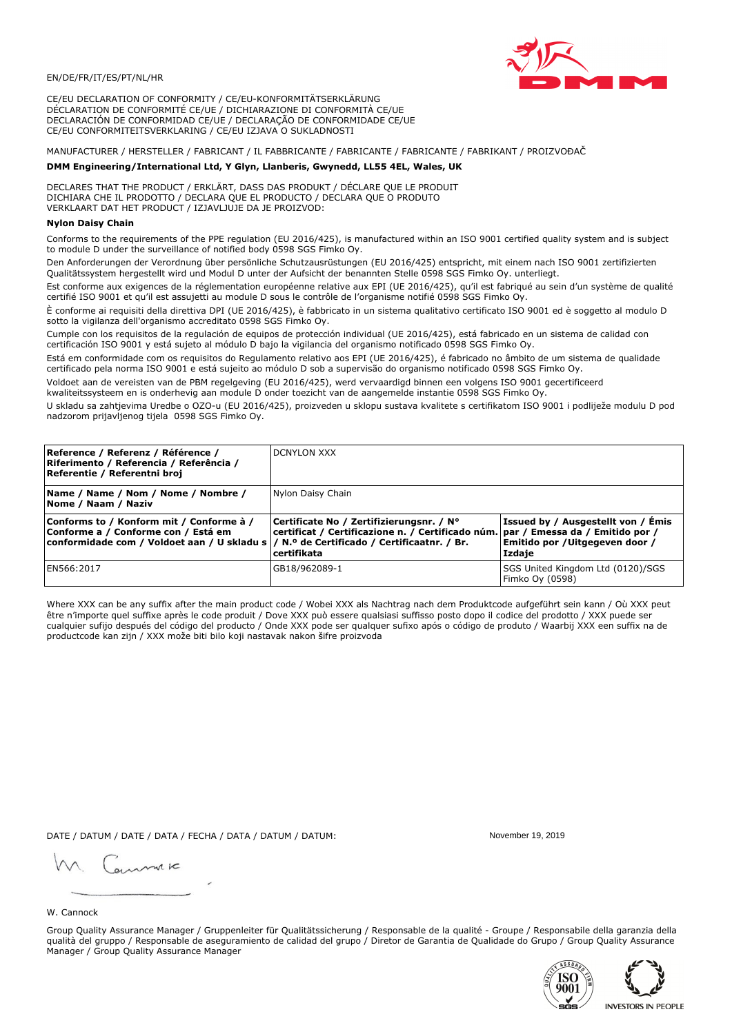EN/DE/FR/IT/ES/PT/NL/HR

CE/EU DECLARATION OF CONFORMITY / CE/EU-KONFORMITÄTSERKLÄRUNG
DÉCLARATION DE CONFORMITÉ CE/UE / DICHIARAZIONE DI CONFORMITÀ CE/UE
DECLARACIÓN DE CONFORMIDAD CE/UE / DECLARAÇÃO DE CONFORMIDADE CE/UE
CE/EU CONFORMITEITSVERKLARING / CE/EU IZJAVA O SUKLADNOSTI

MANUFACTURER / HERSTELLER / FABRICANT / IL FABBRICANTE / FABRICANTE / FABRICANTE / FABRIKANT / PROIZVOĐAČ

**DMM Engineering/International Ltd, Y Glyn, Llanberis, Gwynedd, LL55 4EL, Wales, UK**

DECLARES THAT THE PRODUCT / ERKLÄRT, DASS DAS PRODUKT / DÉCLARE QUE LE PRODUIT
DICHIARA CHE IL PRODOTTO / DECLARA QUE EL PRODUCTO / DECLARA QUE O PRODUTO
VERKLAART DAT HET PRODUCT / IZJAVLJUJE DA JE PROIZVOD:

**Nylon Daisy Chain**

Conforms to the requirements of the PPE regulation (EU 2016/425), is manufactured within an ISO 9001 certified quality system and is subject to module D under the surveillance of notified body 0598 SGS Fimko Oy.

Den Anforderungen der Verordnung über persönliche Schutzausrüstungen (EU 2016/425) entspricht, mit einem nach ISO 9001 zertifizierten Qualitätssystem hergestellt wird und Modul D unter der Aufsicht der benannten Stelle 0598 SGS Fimko Oy. unterliegt.

Est conforme aux exigences de la réglementation européenne relative aux EPI (UE 2016/425), qu'il est fabriqué au sein d'un système de qualité certifié ISO 9001 et qu'il est assujetti au module D sous le contrôle de l'organisme notifié 0598 SGS Fimko Oy.

È conforme ai requisiti della direttiva DPI (UE 2016/425), è fabbricato in un sistema qualitativo certificato ISO 9001 ed è soggetto al modulo D sotto la vigilanza dell'organismo accreditato 0598 SGS Fimko Oy.

Cumple con los requisitos de la regulación de equipos de protección individual (UE 2016/425), está fabricado en un sistema de calidad con certificación ISO 9001 y está sujeto al módulo D bajo la vigilancia del organismo notificado 0598 SGS Fimko Oy.

Está em conformidade com os requisitos do Regulamento relativo aos EPI (UE 2016/425), é fabricado no âmbito de um sistema de qualidade certificado pela norma ISO 9001 e está sujeito ao módulo D sob a supervisão do organismo notificado 0598 SGS Fimko Oy.

Voldoet aan de vereisten van de PBM regelgeving (EU 2016/425), werd vervaardigd binnen een volgens ISO 9001 gecertificeerd kwaliteitssysteem en is onderhevig aan module D onder toezicht van de aangemelde instantie 0598 SGS Fimko Oy.

U skladu sa zahtjevima Uredbe o OZO-u (EU 2016/425), proizveden u sklopu sustava kvalitete s certifikatom ISO 9001 i podliježe modulu D pod nadzorom prijavljenog tijela 0598 SGS Fimko Oy.

| **Reference / Referenz / Référence / Riferimento / Referencia / Referência / Referentie / Referentni broj** | DCNYLON XXX | |
|---|---|---|
| **Name / Name / Nom / Nome / Nombre / Nome / Naam / Naziv** | Nylon Daisy Chain | |
| **Conforms to / Konform mit / Conforme à / Conforme a / Conforme con / Está em conformidade com / Voldoet aan / U skladu s** | **Certificate No / Zertifizierungsnr. / N° certificat / Certificazione n. / Certificado núm. / N.º de Certificado / Certificaatnr. / Br. certifikata** | **Issued by / Ausgestellt von / Émis par / Emessa da / Emitido por / Emitido por / Uitgegeven door / Izdaje** |
| EN566:2017 | GB18/962089-1 | SGS United Kingdom Ltd (0120)/SGS Fimko Oy (0598) |

Where XXX can be any suffix after the main product code / Wobei XXX als Nachtrag nach dem Produktcode aufgeführt sein kann / Où XXX peut être n'importe quel suffixe après le code produit / Dove XXX può essere qualsiasi suffisso posto dopo il codice del prodotto / XXX puede ser cualquier sufijo después del código del producto / Onde XXX pode ser qualquer sufixo após o código de produto / Waarbij XXX een suffix na de productcode kan zijn / XXX može biti bilo koji nastavak nakon šifre proizvoda

DATE / DATUM / DATE / DATA / FECHA / DATA / DATUM / DATUM: November 19, 2019

W. Cannock

Group Quality Assurance Manager / Gruppenleiter für Qualitätssicherung / Responsable de la qualité - Groupe / Responsabile della garanzia della qualità del gruppo / Responsable de aseguramiento de calidad del grupo / Diretor de Garantia de Qualidade do Grupo / Group Quality Assurance Manager / Group Quality Assurance Manager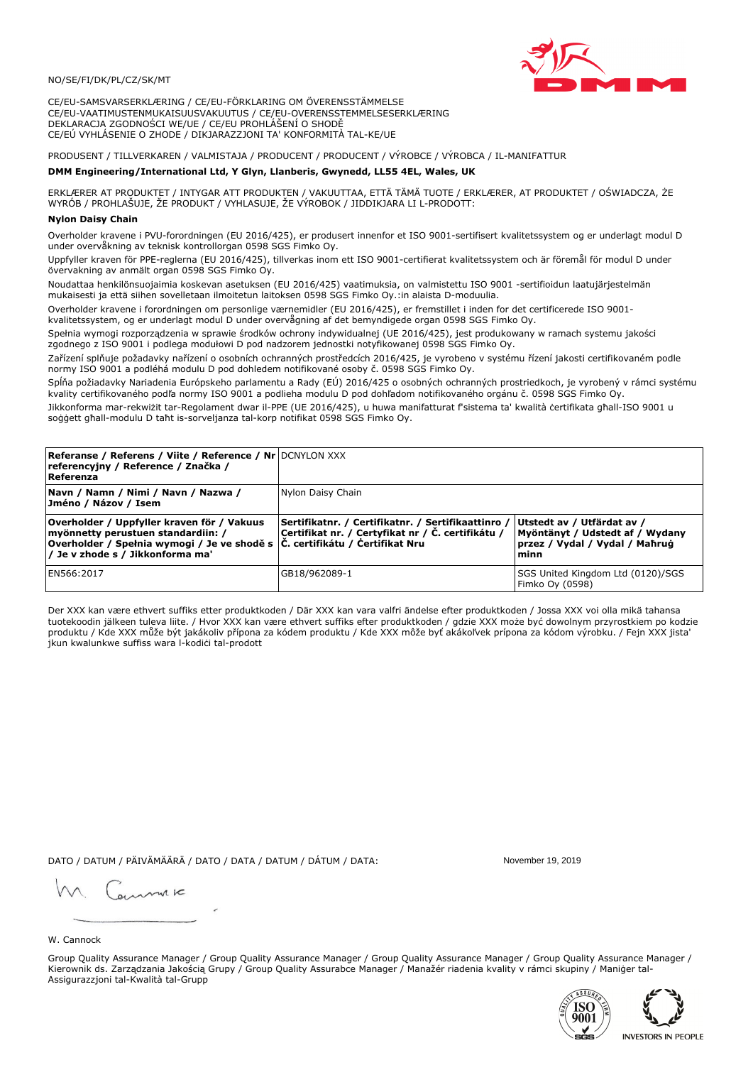NO/SE/FI/DK/PL/CZ/SK/MT

CE/EU-SAMSVARSERKLÆRING / CE/EU-FÖRKLARING OM ÖVERENSSTÄMMELSE
CE/EU-VAATIMUSTENMUKAISUUSVAKUUTUS / CE/EU-OVERENSSTEMMELSESERKLÆRING
DEKLARACJA ZGODNOŚCI WE/UE / CE/EU PROHLÁŠENÍ O SHODĚ
CE/EÚ VYHLÁSENIE O ZHODE / DIKJARAZZJONI TA' KONFORMITÀ TAL-KE/UE

PRODUSENT / TILLVERKAREN / VALMISTAJA / PRODUCENT / PRODUCENT / VÝROBCE / VÝROBCA / IL-MANIFATTUR

**DMM Engineering/International Ltd, Y Glyn, Llanberis, Gwynedd, LL55 4EL, Wales, UK**

ERKLÆRER AT PRODUKTET / INTYGAR ATT PRODUKTEN / VAKUUTTAA, ETTÄ TÄMÄ TUOTE / ERKLÆRER, AT PRODUKTET / OŚWIADCZA, ŻE WYRÓB / PROHLAŠUJE, ŽE PRODUKT / VYHLASUJE, ŽE VÝROBOK / JIDDIKJARA LI L-PRODOTT:

**Nylon Daisy Chain**

Overholder kravene i PVU-forordningen (EU 2016/425), er produsert innenfor et ISO 9001-sertifisert kvalitetssystem og er underlagt modul D under overvåkning av teknisk kontrollorgan 0598 SGS Fimko Oy.

Uppfyller kraven för PPE-reglerna (EU 2016/425), tillverkas inom ett ISO 9001-certifierat kvalitetssystem och är föremål för modul D under övervakning av anmält organ 0598 SGS Fimko Oy.

Noudattaa henkilönsuojaimia koskevan asetuksen (EU 2016/425) vaatimuksia, on valmistettu ISO 9001 -sertifioidun laatujärjestelmän mukaisesti ja että siihen sovelletaan ilmoitetun laitoksen 0598 SGS Fimko Oy.:in alaista D-moduulia.

Overholder kravene i forordningen om personlige værnemidler (EU 2016/425), er fremstillet i inden for det certificerede ISO 9001-kvalitetssystem, og er underlagt modul D under overvågning af det bemyndigede organ 0598 SGS Fimko Oy.

Spełnia wymogi rozporządzenia w sprawie środków ochrony indywidualnej (UE 2016/425), jest produkowany w ramach systemu jakości zgodnego z ISO 9001 i podlega modułowi D pod nadzorem jednostki notyfikowanej 0598 SGS Fimko Oy.

Zařízení splňuje požadavky nařízení o osobních ochranných prostředcích 2016/425, je vyrobeno v systému řízení jakosti certifikovaném podle normy ISO 9001 a podléhá modulu D pod dohledem notifikované osoby č. 0598 SGS Fimko Oy.

Spĺňa požiadavky Nariadenia Európskeho parlamentu a Rady (EÚ) 2016/425 o osobných ochranných prostriedkoch, je vyrobený v rámci systému kvality certifikovaného podľa normy ISO 9001 a podlieha modulu D pod dohľadom notifikovaného orgánu č. 0598 SGS Fimko Oy.

Jikkonforma mar-rekwiżit tar-Regolament dwar il-PPE (UE 2016/425), u huwa manifatturat f'sistema ta' kwalità ċertifikata għall-ISO 9001 u soġġett għall-modulu D taħt is-sorveljanza tal-korp notifikat 0598 SGS Fimko Oy.

| **Referanse / Referens / Viite / Reference / Nr referencyjny / Reference / Značka / Referenza** | DCNYLON XXX | |
|---|---|---|
| **Navn / Namn / Nimi / Navn / Nazwa / Jméno / Názov / Isem** | Nylon Daisy Chain | |
| **Overholder / Uppfyller kraven för / Vakuus myönnetty perustuen standardiin: / Overholder / Spełnia wymogi / Je ve shodě s / Je v zhode s / Jikkonforma ma'** | **Sertifikatnr. / Certifikatnr. / Sertifikaattinro / Certifikat nr. / Certyfikat nr / Č. certifikátu / Č. certifikátu / Ċertifikat Nru** | **Utstedt av / Utfärdat av / Myöntänyt / Udstedt af / Wydany przez / Vydal / Vydal / Maħruġ minn** |
| EN566:2017 | GB18/962089-1 | SGS United Kingdom Ltd (0120)/SGS Fimko Oy (0598) |

Der XXX kan være ethvert suffiks etter produktkoden / Där XXX kan vara valfri ändelse efter produktkoden / Jossa XXX voi olla mikä tahansa tuotekoodin jälkeen tuleva liite. / Hvor XXX kan være ethvert suffiks efter produktkoden / gdzie XXX może być dowolnym przyrostkiem po kodzie produktu / Kde XXX může být jakákoliv přípona za kódem produktu / Kde XXX môže byť akákoľvek prípona za kódom výrobku. / Fejn XXX jista' jkun kwalunkwe suffiss wara l-kodiċi tal-prodott

DATO / DATUM / PÄIVÄMÄÄRÄ / DATO / DATA / DATUM / DÁTUM / DATA: November 19, 2019

W. Cannock

Group Quality Assurance Manager / Group Quality Assurance Manager / Group Quality Assurance Manager / Group Quality Assurance Manager / Kierownik ds. Zarządzania Jakością Grupy / Group Quality Assurabce Manager / Manažér riadenia kvality v rámci skupiny / Maniġer tal-Assigurazzjoni tal-Kwalità tal-Grupp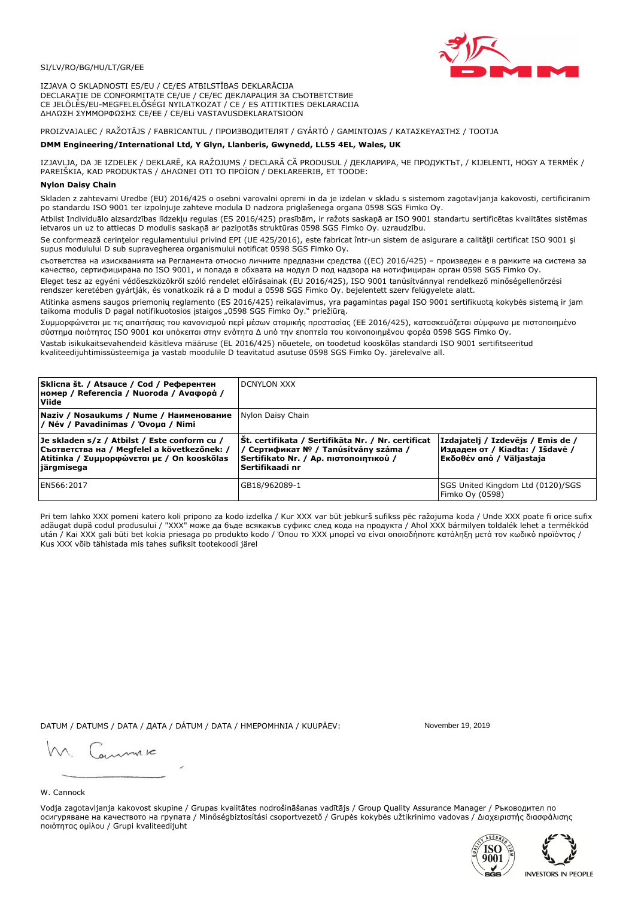SI/LV/RO/BG/HU/LT/GR/EE

IZJAVA O SKLADNOSTI ES/EU / CE/ES ATBILSTĪBAS DEKLARĀCIJA
DECLARAŢIE DE CONFORMITATE CE/UE / CE/EC ДЕКЛАРАЦИЯ ЗА СЪОТВЕТСТВИЕ
CE JELÖLÉS/EU-MEGFELELŐSÉGI NYILATKOZAT / CE / ES ATITIKTIES DEKLARACIJA
ΔΗΛΩΣΗ ΣΥΜΜΟΡΦΩΣΗΣ CE/EE / CE/ELi VASTAVUSDEKLARATSIOON

PROIZVAJALEC / RAŽOTĀJS / FABRICANTUL / ПРОИЗВОДИТЕЛЯТ / GYÁRTÓ / GAMINTOJAS / ΚΑΤΑΣΚΕΥΑΣΤΗΣ / TOOTJA

**DMM Engineering/International Ltd, Y Glyn, Llanberis, Gwynedd, LL55 4EL, Wales, UK**

IZJAVLJA, DA JE IZDELEK / DEKLARĒ, KA RAŽOJUMS / DECLARĂ CĂ PRODUSUL / ДЕКЛАРИРА, ЧЕ ПРОДУКТЪТ, / KIJELENTI, HOGY A TERMÉK / PAREIŠKIA, KAD PRODUKTAS / ΔΗΛΩΝΕΙ ΟΤΙ ΤΟ ΠΡΟΪΟΝ / DEKLAREERIB, ET TOODE:

**Nylon Daisy Chain**

Skladen z zahtevami Uredbe (EU) 2016/425 o osebni varovalni opremi in da je izdelan v skladu s sistemom zagotavljanja kakovosti, certificiranim po standardu ISO 9001 ter izpolnjuje zahteve modula D nadzora priglašenega organa 0598 SGS Fimko Oy.

Atbilst Individuālo aizsardzības līdzekļu regulas (ES 2016/425) prasībām, ir ražots saskaņā ar ISO 9001 standartu sertificētas kvalitātes sistēmas ietvaros un uz to attiecas D modulis saskaņā ar paziņotās struktūras 0598 SGS Fimko Oy. uzraudzību.

Se conformează cerinţelor regulamentului privind EPI (UE 425/2016), este fabricat într-un sistem de asigurare a calităţii certificat ISO 9001 şi supus modulului D sub supravegherea organismului notificat 0598 SGS Fimko Oy.

съответства на изискванията на Регламента относно личните предпазни средства ((ЕС) 2016/425) – произведен е в рамките на система за качество, сертифицирана по ISO 9001, и попада в обхвата на модул D под надзора на нотифициран орган 0598 SGS Fimko Oy.

Eleget tesz az egyéni védőeszközökről szóló rendelet előírásainak (EU 2016/425), ISO 9001 tanúsítvánnyal rendelkező minőségellenőrzési rendszer keretében gyártják, és vonatkozik rá a D modul a 0598 SGS Fimko Oy. bejelentett szerv felügyelete alatt.

Atitinka asmens saugos priemonių reglamento (ES 2016/425) reikalavimus, yra pagamintas pagal ISO 9001 sertifikuotą kokybės sistemą ir jam taikoma modulis D pagal notifikuotosios įstaigos „0598 SGS Fimko Oy." priežiūrą.

Συμμορφώνεται με τις απαιτήσεις του κανονισμού περί μέσων ατομικής προστασίας (ΕΕ 2016/425), κατασκευάζεται σύμφωνα με πιστοποιημένο σύστημα ποιότητας ISO 9001 και υπόκειται στην ενότητα Δ υπό την εποπτεία του κοινοποιημένου φορέα 0598 SGS Fimko Oy.

Vastab isikukaitsevahendeid käsitleva määruse (EL 2016/425) nõuetele, on toodetud kooskõlas standardi ISO 9001 sertifitseeritud kvaliteedijuhtimissüsteemiga ja vastab moodulile D teavitatud asutuse 0598 SGS Fimko Oy. järelevalve all.

| | | |
|---|---|---|
| **Sklicna št. / Atsauce / Cod / Референтен номер / Referencia / Nuoroda / Αναφορά / Viide** | DCNYLON XXX | |
| **Naziv / Nosaukums / Nume / Наименование / Név / Pavadinimas / Όνομα / Nimi** | Nylon Daisy Chain | |
| **Je skladen s/z / Atbilst / Este conform cu / Съответства на / Megfelel a következőnek: / Atitinka / Συμμορφώνεται με / On kooskõlas järgmisega** | **Št. certifikata / Sertifikāta Nr. / Nr. certificat / Сертификат № / Tanúsítvány száma / Sertifikato Nr. / Αρ. πιστοποιητικού / Sertifikaadi nr** | **Izdajatelj / Izdevējs / Emis de / Издаден от / Kiadta: / Išdavė / Εκδοθέν από / Väljastaja** |
| EN566:2017 | GB18/962089-1 | SGS United Kingdom Ltd (0120)/SGS Fimko Oy (0598) |

Pri tem lahko XXX pomeni katero koli pripono za kodo izdelka / Kur XXX var būt jebkurš sufikss pēc ražojuma koda / Unde XXX poate fi orice sufix adăugat după codul produsului / "XXX" може да бъде всякакъв суфикс след кода на продукта / Ahol XXX bármilyen toldalék lehet a termékkód után / Kai XXX gali būti bet kokia priesaga po produkto kodo / Όπου το XXX μπορεί να είναι οποιοδήποτε κατάληξη μετά τον κωδικό προϊόντος / Kus XXX võib tähistada mis tahes sufiksit tootekoodi järel

DATUM / DATUMS / DATA / ДАТА / DÁTUM / DATA / ΗΜΕΡΟΜΗΝΙΑ / KUUPÄEV: November 19, 2019

W. Cannock

Vodja zagotavljanja kakovost skupine / Grupas kvalitātes nodrošināšanas vadītājs / Group Quality Assurance Manager / Ръководител по осигуряване на качеството на групата / Minőségbiztosítási csoportvezető / Grupės kokybės užtikrinimo vadovas / Διαχειριστής διασφάλισης ποιότητας ομίλου / Grupi kvaliteedijuht